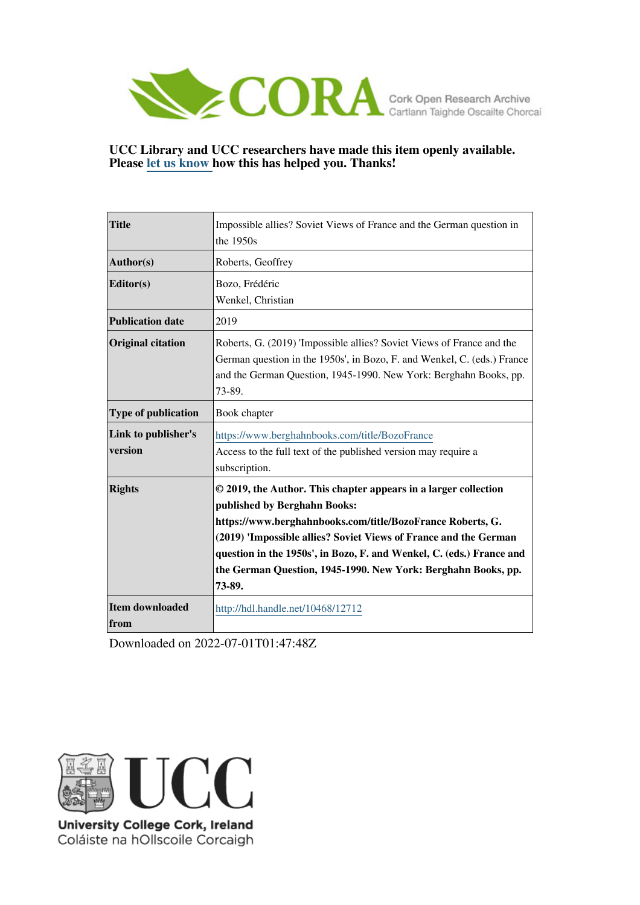CORA Cork Open Research Archive
Cartlann Taighde Oscailte Chorcaí

**UCC Library and UCC researchers have made this item openly available. Please let us know how this has helped you. Thanks!**

| | |
|---|---|
| **Title** | Impossible allies? Soviet Views of France and the German question in the 1950s |
| **Author(s)** | Roberts, Geoffrey |
| **Editor(s)** | Bozo, Frédéric<br>Wenkel, Christian |
| **Publication date** | 2019 |
| **Original citation** | Roberts, G. (2019) 'Impossible allies? Soviet Views of France and the German question in the 1950s', in Bozo, F. and Wenkel, C. (eds.) France and the German Question, 1945-1990. New York: Berghahn Books, pp. 73-89. |
| **Type of publication** | Book chapter |
| **Link to publisher's version** | https://www.berghahnbooks.com/title/BozoFrance<br>Access to the full text of the published version may require a subscription. |
| **Rights** | **© 2019, the Author. This chapter appears in a larger collection published by Berghahn Books: https://www.berghahnbooks.com/title/BozoFrance Roberts, G. (2019) 'Impossible allies? Soviet Views of France and the German question in the 1950s', in Bozo, F. and Wenkel, C. (eds.) France and the German Question, 1945-1990. New York: Berghahn Books, pp. 73-89.** |
| **Item downloaded from** | http://hdl.handle.net/10468/12712 |

Downloaded on 2022-07-01T01:47:48Z

UCC
University College Cork, Ireland
Coláiste na hOllscoile Corcaigh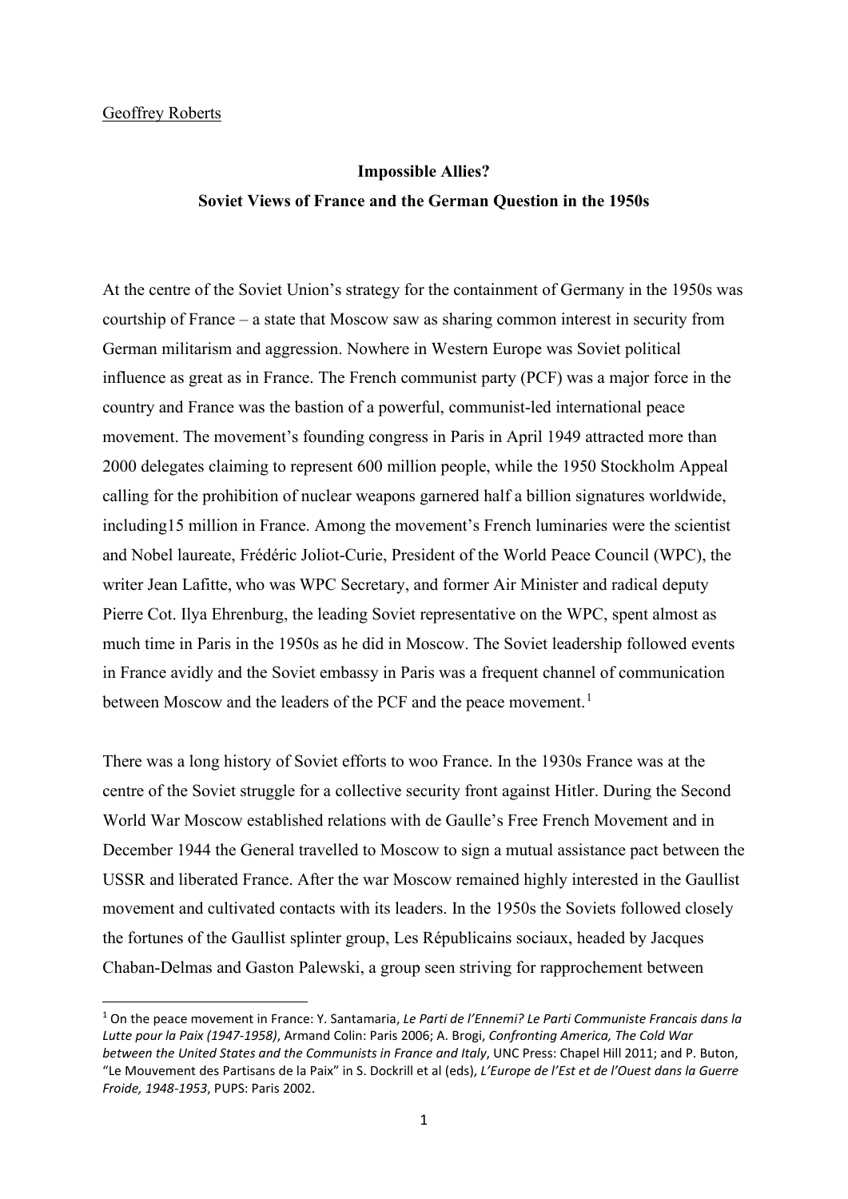Geoffrey Roberts

**Impossible Allies?**
**Soviet Views of France and the German Question in the 1950s**

At the centre of the Soviet Union's strategy for the containment of Germany in the 1950s was courtship of France – a state that Moscow saw as sharing common interest in security from German militarism and aggression. Nowhere in Western Europe was Soviet political influence as great as in France. The French communist party (PCF) was a major force in the country and France was the bastion of a powerful, communist-led international peace movement. The movement's founding congress in Paris in April 1949 attracted more than 2000 delegates claiming to represent 600 million people, while the 1950 Stockholm Appeal calling for the prohibition of nuclear weapons garnered half a billion signatures worldwide, including15 million in France. Among the movement's French luminaries were the scientist and Nobel laureate, Frédéric Joliot-Curie, President of the World Peace Council (WPC), the writer Jean Lafitte, who was WPC Secretary, and former Air Minister and radical deputy Pierre Cot. Ilya Ehrenburg, the leading Soviet representative on the WPC, spent almost as much time in Paris in the 1950s as he did in Moscow. The Soviet leadership followed events in France avidly and the Soviet embassy in Paris was a frequent channel of communication between Moscow and the leaders of the PCF and the peace movement.[1]

There was a long history of Soviet efforts to woo France. In the 1930s France was at the centre of the Soviet struggle for a collective security front against Hitler. During the Second World War Moscow established relations with de Gaulle's Free French Movement and in December 1944 the General travelled to Moscow to sign a mutual assistance pact between the USSR and liberated France. After the war Moscow remained highly interested in the Gaullist movement and cultivated contacts with its leaders. In the 1950s the Soviets followed closely the fortunes of the Gaullist splinter group, Les Républicains sociaux, headed by Jacques Chaban-Delmas and Gaston Palewski, a group seen striving for rapprochement between

---

[1] On the peace movement in France: Y. Santamaria, *Le Parti de l'Ennemi? Le Parti Communiste Francais dans la Lutte pour la Paix (1947-1958)*, Armand Colin: Paris 2006; A. Brogi, *Confronting America, The Cold War between the United States and the Communists in France and Italy*, UNC Press: Chapel Hill 2011; and P. Buton, "Le Mouvement des Partisans de la Paix" in S. Dockrill et al (eds), *L'Europe de l'Est et de l'Ouest dans la Guerre Froide, 1948-1953*, PUPS: Paris 2002.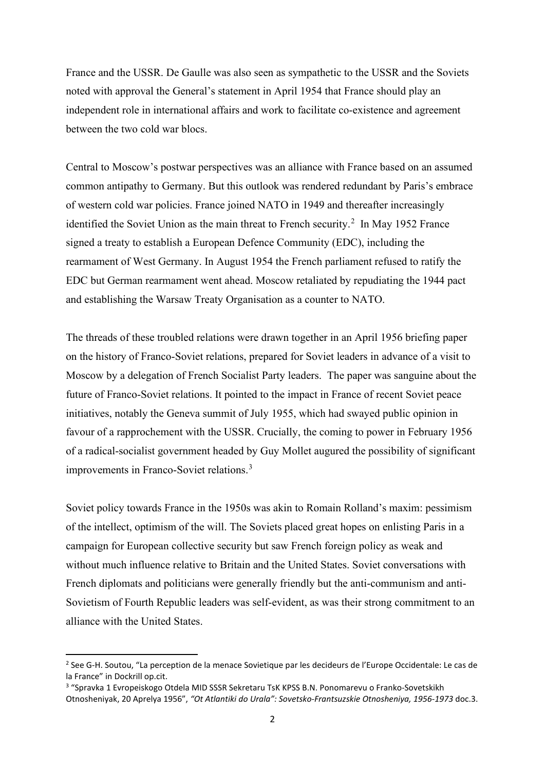France and the USSR. De Gaulle was also seen as sympathetic to the USSR and the Soviets noted with approval the General's statement in April 1954 that France should play an independent role in international affairs and work to facilitate co-existence and agreement between the two cold war blocs.

Central to Moscow's postwar perspectives was an alliance with France based on an assumed common antipathy to Germany. But this outlook was rendered redundant by Paris's embrace of western cold war policies. France joined NATO in 1949 and thereafter increasingly identified the Soviet Union as the main threat to French security.[2] In May 1952 France signed a treaty to establish a European Defence Community (EDC), including the rearmament of West Germany. In August 1954 the French parliament refused to ratify the EDC but German rearmament went ahead. Moscow retaliated by repudiating the 1944 pact and establishing the Warsaw Treaty Organisation as a counter to NATO.

The threads of these troubled relations were drawn together in an April 1956 briefing paper on the history of Franco-Soviet relations, prepared for Soviet leaders in advance of a visit to Moscow by a delegation of French Socialist Party leaders. The paper was sanguine about the future of Franco-Soviet relations. It pointed to the impact in France of recent Soviet peace initiatives, notably the Geneva summit of July 1955, which had swayed public opinion in favour of a rapprochement with the USSR. Crucially, the coming to power in February 1956 of a radical-socialist government headed by Guy Mollet augured the possibility of significant improvements in Franco-Soviet relations.[3]

Soviet policy towards France in the 1950s was akin to Romain Rolland's maxim: pessimism of the intellect, optimism of the will. The Soviets placed great hopes on enlisting Paris in a campaign for European collective security but saw French foreign policy as weak and without much influence relative to Britain and the United States. Soviet conversations with French diplomats and politicians were generally friendly but the anti-communism and anti-Sovietism of Fourth Republic leaders was self-evident, as was their strong commitment to an alliance with the United States.

---

[2] See G-H. Soutou, "La perception de la menace Sovietique par les decideurs de l'Europe Occidentale: Le cas de la France" in Dockrill op.cit.

[3] "Spravka 1 Evropeiskogo Otdela MID SSSR Sekretaru TsK KPSS B.N. Ponomarevu o Franko-Sovetskikh Otnosheniyak, 20 Aprelya 1956", *"Ot Atlantiki do Urala": Sovetsko-Frantsuzskie Otnosheniya, 1956-1973* doc.3.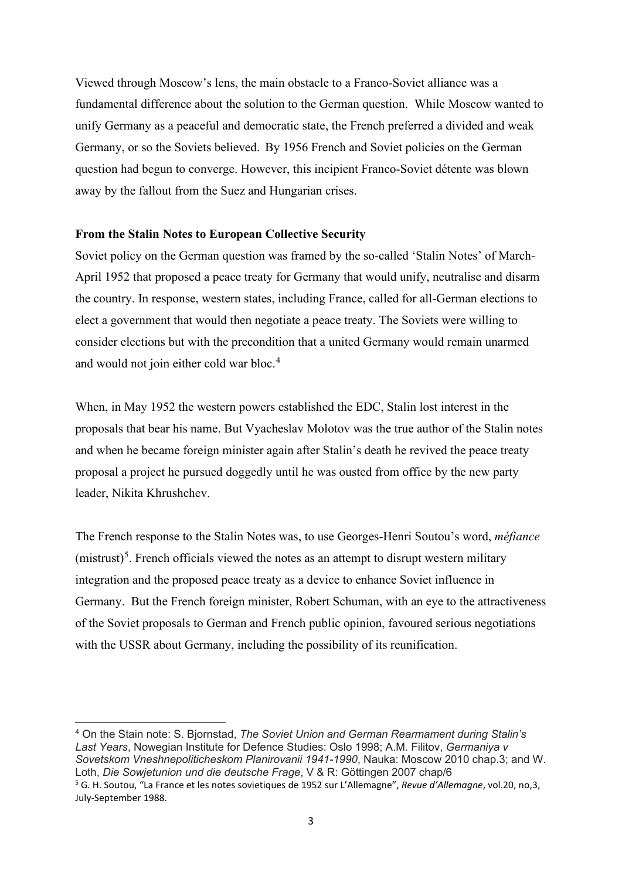Viewed through Moscow's lens, the main obstacle to a Franco-Soviet alliance was a fundamental difference about the solution to the German question. While Moscow wanted to unify Germany as a peaceful and democratic state, the French preferred a divided and weak Germany, or so the Soviets believed. By 1956 French and Soviet policies on the German question had begun to converge. However, this incipient Franco-Soviet détente was blown away by the fallout from the Suez and Hungarian crises.

**From the Stalin Notes to European Collective Security**

Soviet policy on the German question was framed by the so-called 'Stalin Notes' of March-April 1952 that proposed a peace treaty for Germany that would unify, neutralise and disarm the country. In response, western states, including France, called for all-German elections to elect a government that would then negotiate a peace treaty. The Soviets were willing to consider elections but with the precondition that a united Germany would remain unarmed and would not join either cold war bloc.[4]

When, in May 1952 the western powers established the EDC, Stalin lost interest in the proposals that bear his name. But Vyacheslav Molotov was the true author of the Stalin notes and when he became foreign minister again after Stalin's death he revived the peace treaty proposal a project he pursued doggedly until he was ousted from office by the new party leader, Nikita Khrushchev.

The French response to the Stalin Notes was, to use Georges-Henri Soutou's word, *méfiance* (mistrust)[5]. French officials viewed the notes as an attempt to disrupt western military integration and the proposed peace treaty as a device to enhance Soviet influence in Germany. But the French foreign minister, Robert Schuman, with an eye to the attractiveness of the Soviet proposals to German and French public opinion, favoured serious negotiations with the USSR about Germany, including the possibility of its reunification.

---

[4] On the Stain note: S. Bjornstad, *The Soviet Union and German Rearmament during Stalin's Last Years*, Nowegian Institute for Defence Studies: Oslo 1998; A.M. Filitov, *Germaniya v Sovetskom Vneshnepoliticheskom Planirovanii 1941-1990*, Nauka: Moscow 2010 chap.3; and W. Loth, *Die Sowjetunion und die deutsche Frage*, V & R: Göttingen 2007 chap/6

[5] G. H. Soutou, "La France et les notes sovietiques de 1952 sur L'Allemagne", *Revue d'Allemagne*, vol.20, no,3, July-September 1988.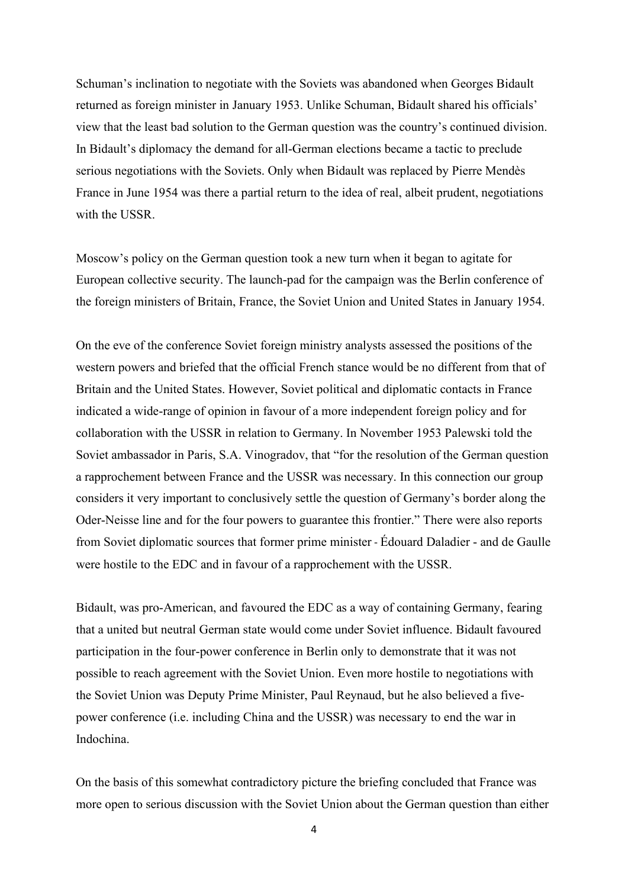Schuman's inclination to negotiate with the Soviets was abandoned when Georges Bidault returned as foreign minister in January 1953. Unlike Schuman, Bidault shared his officials' view that the least bad solution to the German question was the country's continued division. In Bidault's diplomacy the demand for all-German elections became a tactic to preclude serious negotiations with the Soviets. Only when Bidault was replaced by Pierre Mendès France in June 1954 was there a partial return to the idea of real, albeit prudent, negotiations with the USSR.

Moscow's policy on the German question took a new turn when it began to agitate for European collective security. The launch-pad for the campaign was the Berlin conference of the foreign ministers of Britain, France, the Soviet Union and United States in January 1954.

On the eve of the conference Soviet foreign ministry analysts assessed the positions of the western powers and briefed that the official French stance would be no different from that of Britain and the United States. However, Soviet political and diplomatic contacts in France indicated a wide-range of opinion in favour of a more independent foreign policy and for collaboration with the USSR in relation to Germany. In November 1953 Palewski told the Soviet ambassador in Paris, S.A. Vinogradov, that "for the resolution of the German question a rapprochement between France and the USSR was necessary. In this connection our group considers it very important to conclusively settle the question of Germany's border along the Oder-Neisse line and for the four powers to guarantee this frontier." There were also reports from Soviet diplomatic sources that former prime minister - Édouard Daladier - and de Gaulle were hostile to the EDC and in favour of a rapprochement with the USSR.

Bidault, was pro-American, and favoured the EDC as a way of containing Germany, fearing that a united but neutral German state would come under Soviet influence. Bidault favoured participation in the four-power conference in Berlin only to demonstrate that it was not possible to reach agreement with the Soviet Union. Even more hostile to negotiations with the Soviet Union was Deputy Prime Minister, Paul Reynaud, but he also believed a five-power conference (i.e. including China and the USSR) was necessary to end the war in Indochina.

On the basis of this somewhat contradictory picture the briefing concluded that France was more open to serious discussion with the Soviet Union about the German question than either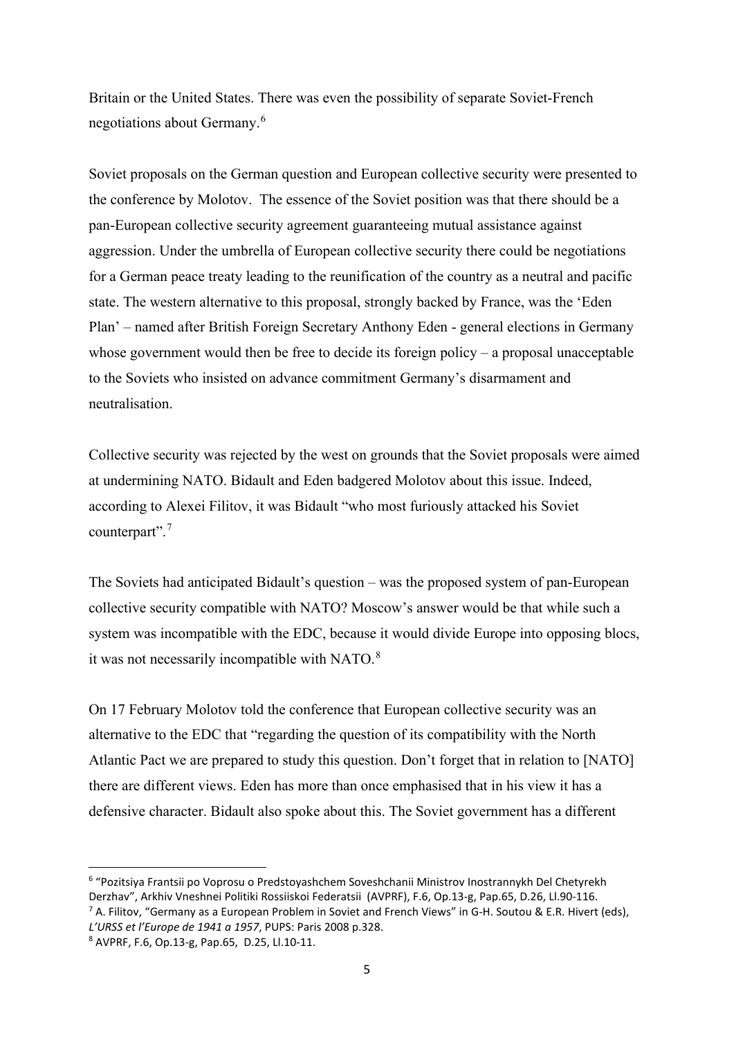Britain or the United States. There was even the possibility of separate Soviet-French negotiations about Germany.[6]

Soviet proposals on the German question and European collective security were presented to the conference by Molotov. The essence of the Soviet position was that there should be a pan-European collective security agreement guaranteeing mutual assistance against aggression. Under the umbrella of European collective security there could be negotiations for a German peace treaty leading to the reunification of the country as a neutral and pacific state. The western alternative to this proposal, strongly backed by France, was the 'Eden Plan' – named after British Foreign Secretary Anthony Eden - general elections in Germany whose government would then be free to decide its foreign policy – a proposal unacceptable to the Soviets who insisted on advance commitment Germany's disarmament and neutralisation.

Collective security was rejected by the west on grounds that the Soviet proposals were aimed at undermining NATO. Bidault and Eden badgered Molotov about this issue. Indeed, according to Alexei Filitov, it was Bidault "who most furiously attacked his Soviet counterpart".[7]

The Soviets had anticipated Bidault's question – was the proposed system of pan-European collective security compatible with NATO? Moscow's answer would be that while such a system was incompatible with the EDC, because it would divide Europe into opposing blocs, it was not necessarily incompatible with NATO.[8]

On 17 February Molotov told the conference that European collective security was an alternative to the EDC that "regarding the question of its compatibility with the North Atlantic Pact we are prepared to study this question. Don't forget that in relation to [NATO] there are different views. Eden has more than once emphasised that in his view it has a defensive character. Bidault also spoke about this. The Soviet government has a different

---

[6] "Pozitsiya Frantsii po Voprosu o Predstoyashchem Soveshchanii Ministrov Inostrannykh Del Chetyrekh Derzhav", Arkhiv Vneshnei Politiki Rossiiskoi Federatsii (AVPRF), F.6, Op.13-g, Pap.65, D.26, Ll.90-116.

[7] A. Filitov, "Germany as a European Problem in Soviet and French Views" in G-H. Soutou & E.R. Hivert (eds), *L'URSS et l'Europe de 1941 a 1957*, PUPS: Paris 2008 p.328.

[8] AVPRF, F.6, Op.13-g, Pap.65, D.25, Ll.10-11.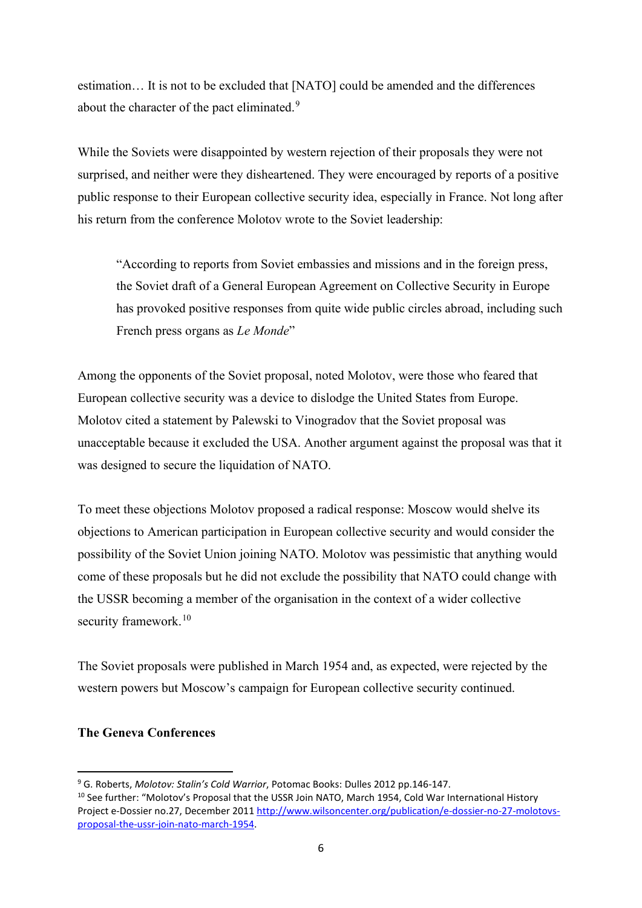estimation… It is not to be excluded that [NATO] could be amended and the differences about the character of the pact eliminated.[9]

While the Soviets were disappointed by western rejection of their proposals they were not surprised, and neither were they disheartened. They were encouraged by reports of a positive public response to their European collective security idea, especially in France. Not long after his return from the conference Molotov wrote to the Soviet leadership:

> "According to reports from Soviet embassies and missions and in the foreign press, the Soviet draft of a General European Agreement on Collective Security in Europe has provoked positive responses from quite wide public circles abroad, including such French press organs as *Le Monde*"

Among the opponents of the Soviet proposal, noted Molotov, were those who feared that European collective security was a device to dislodge the United States from Europe. Molotov cited a statement by Palewski to Vinogradov that the Soviet proposal was unacceptable because it excluded the USA. Another argument against the proposal was that it was designed to secure the liquidation of NATO.

To meet these objections Molotov proposed a radical response: Moscow would shelve its objections to American participation in European collective security and would consider the possibility of the Soviet Union joining NATO. Molotov was pessimistic that anything would come of these proposals but he did not exclude the possibility that NATO could change with the USSR becoming a member of the organisation in the context of a wider collective security framework.[10]

The Soviet proposals were published in March 1954 and, as expected, were rejected by the western powers but Moscow's campaign for European collective security continued.

**The Geneva Conferences**

---

[9] G. Roberts, *Molotov: Stalin's Cold Warrior*, Potomac Books: Dulles 2012 pp.146-147.

[10] See further: "Molotov's Proposal that the USSR Join NATO, March 1954, Cold War International History Project e-Dossier no.27, December 2011 [http://www.wilsoncenter.org/publication/e-dossier-no-27-molotovs-proposal-the-ussr-join-nato-march-1954](http://www.wilsoncenter.org/publication/e-dossier-no-27-molotovs-proposal-the-ussr-join-nato-march-1954).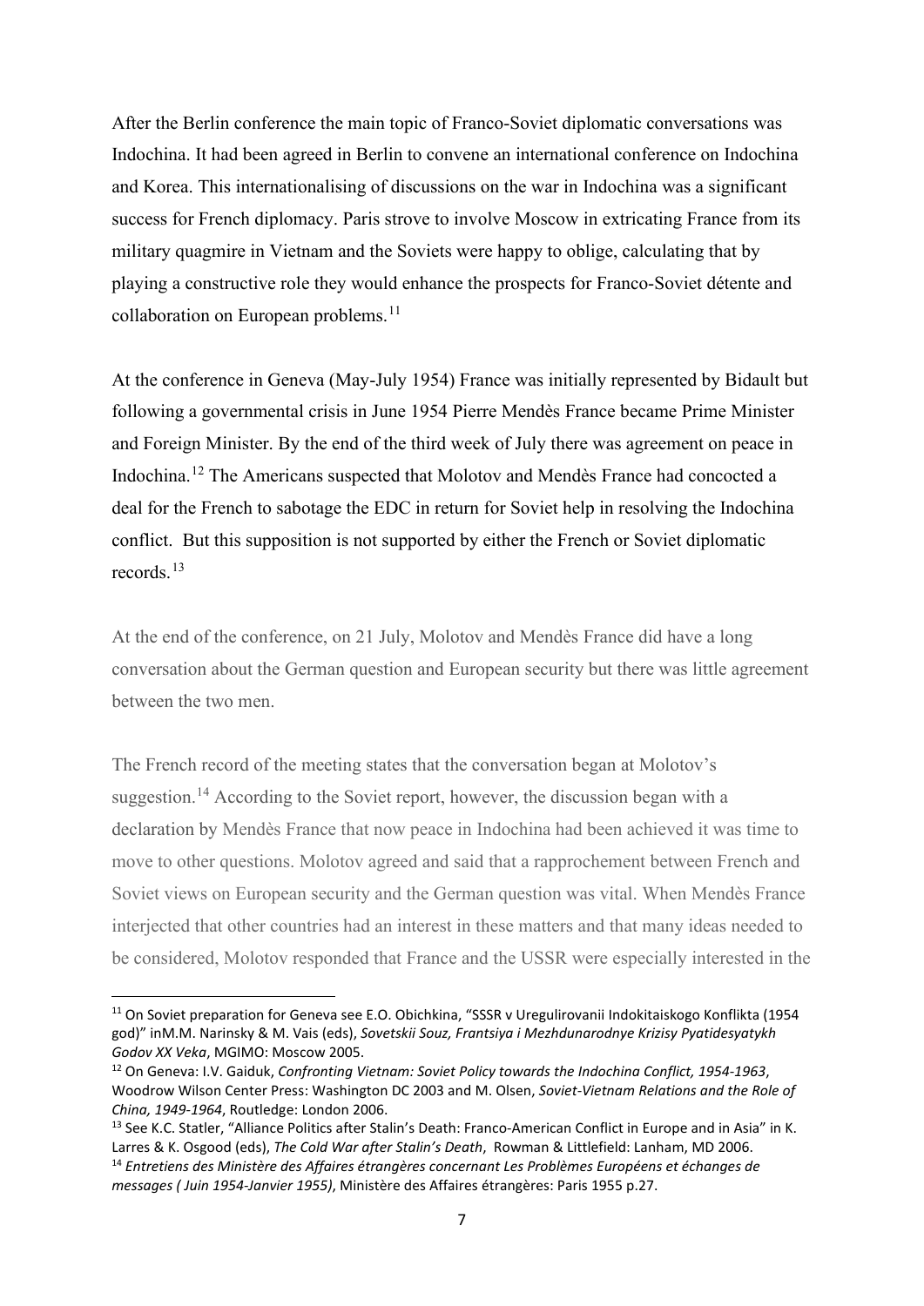After the Berlin conference the main topic of Franco-Soviet diplomatic conversations was Indochina. It had been agreed in Berlin to convene an international conference on Indochina and Korea. This internationalising of discussions on the war in Indochina was a significant success for French diplomacy. Paris strove to involve Moscow in extricating France from its military quagmire in Vietnam and the Soviets were happy to oblige, calculating that by playing a constructive role they would enhance the prospects for Franco-Soviet détente and collaboration on European problems.[11]

At the conference in Geneva (May-July 1954) France was initially represented by Bidault but following a governmental crisis in June 1954 Pierre Mendès France became Prime Minister and Foreign Minister. By the end of the third week of July there was agreement on peace in Indochina.[12] The Americans suspected that Molotov and Mendès France had concocted a deal for the French to sabotage the EDC in return for Soviet help in resolving the Indochina conflict. But this supposition is not supported by either the French or Soviet diplomatic records.[13]

At the end of the conference, on 21 July, Molotov and Mendès France did have a long conversation about the German question and European security but there was little agreement between the two men.

The French record of the meeting states that the conversation began at Molotov's suggestion.[14] According to the Soviet report, however, the discussion began with a declaration by Mendès France that now peace in Indochina had been achieved it was time to move to other questions. Molotov agreed and said that a rapprochement between French and Soviet views on European security and the German question was vital. When Mendès France interjected that other countries had an interest in these matters and that many ideas needed to be considered, Molotov responded that France and the USSR were especially interested in the

---

[11] On Soviet preparation for Geneva see E.O. Obichkina, "SSSR v Uregulirovanii Indokitaiskogo Konflikta (1954 god)" inM.M. Narinsky & M. Vais (eds), *Sovetskii Souz, Frantsiya i Mezhdunarodnye Krizisy Pyatidesyatykh Godov XX Veka*, MGIMO: Moscow 2005.

[12] On Geneva: I.V. Gaiduk, *Confronting Vietnam: Soviet Policy towards the Indochina Conflict, 1954-1963*, Woodrow Wilson Center Press: Washington DC 2003 and M. Olsen, *Soviet-Vietnam Relations and the Role of China, 1949-1964*, Routledge: London 2006.

[13] See K.C. Statler, "Alliance Politics after Stalin's Death: Franco-American Conflict in Europe and in Asia" in K. Larres & K. Osgood (eds), *The Cold War after Stalin's Death*, Rowman & Littlefield: Lanham, MD 2006.

[14] *Entretiens des Ministère des Affaires étrangères concernant Les Problèmes Européens et échanges de messages ( Juin 1954-Janvier 1955)*, Ministère des Affaires étrangères: Paris 1955 p.27.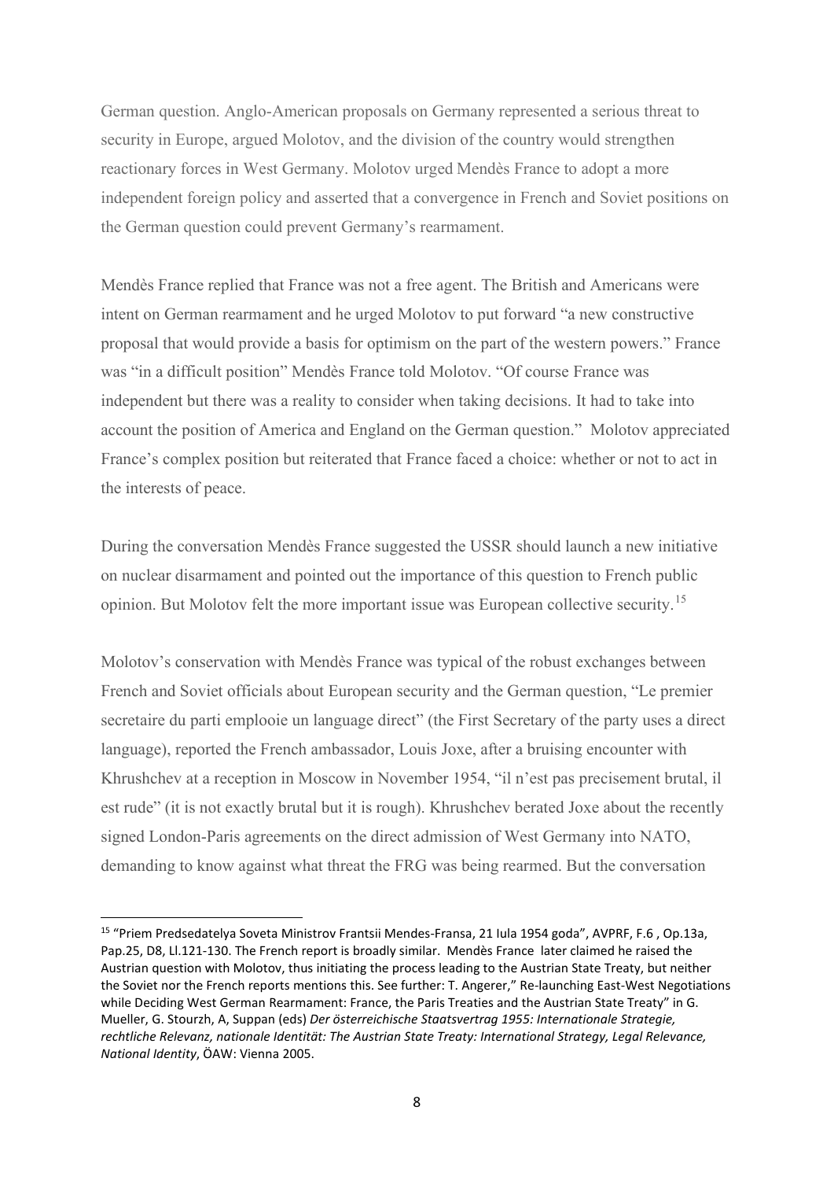German question. Anglo-American proposals on Germany represented a serious threat to security in Europe, argued Molotov, and the division of the country would strengthen reactionary forces in West Germany. Molotov urged Mendès France to adopt a more independent foreign policy and asserted that a convergence in French and Soviet positions on the German question could prevent Germany's rearmament.

Mendès France replied that France was not a free agent. The British and Americans were intent on German rearmament and he urged Molotov to put forward "a new constructive proposal that would provide a basis for optimism on the part of the western powers." France was "in a difficult position" Mendès France told Molotov. "Of course France was independent but there was a reality to consider when taking decisions. It had to take into account the position of America and England on the German question." Molotov appreciated France's complex position but reiterated that France faced a choice: whether or not to act in the interests of peace.

During the conversation Mendès France suggested the USSR should launch a new initiative on nuclear disarmament and pointed out the importance of this question to French public opinion. But Molotov felt the more important issue was European collective security.[15]

Molotov's conservation with Mendès France was typical of the robust exchanges between French and Soviet officials about European security and the German question, "Le premier secretaire du parti emplooie un language direct" (the First Secretary of the party uses a direct language), reported the French ambassador, Louis Joxe, after a bruising encounter with Khrushchev at a reception in Moscow in November 1954, "il n'est pas precisement brutal, il est rude" (it is not exactly brutal but it is rough). Khrushchev berated Joxe about the recently signed London-Paris agreements on the direct admission of West Germany into NATO, demanding to know against what threat the FRG was being rearmed. But the conversation

[15] "Priem Predsedatelya Soveta Ministrov Frantsii Mendes-Fransa, 21 Iula 1954 goda", AVPRF, F.6 , Op.13a, Pap.25, D8, Ll.121-130. The French report is broadly similar. Mendès France later claimed he raised the Austrian question with Molotov, thus initiating the process leading to the Austrian State Treaty, but neither the Soviet nor the French reports mentions this. See further: T. Angerer," Re-launching East-West Negotiations while Deciding West German Rearmament: France, the Paris Treaties and the Austrian State Treaty" in G. Mueller, G. Stourzh, A, Suppan (eds) *Der österreichische Staatsvertrag 1955: Internationale Strategie, rechtliche Relevanz, nationale Identität: The Austrian State Treaty: International Strategy, Legal Relevance, National Identity*, ÖAW: Vienna 2005.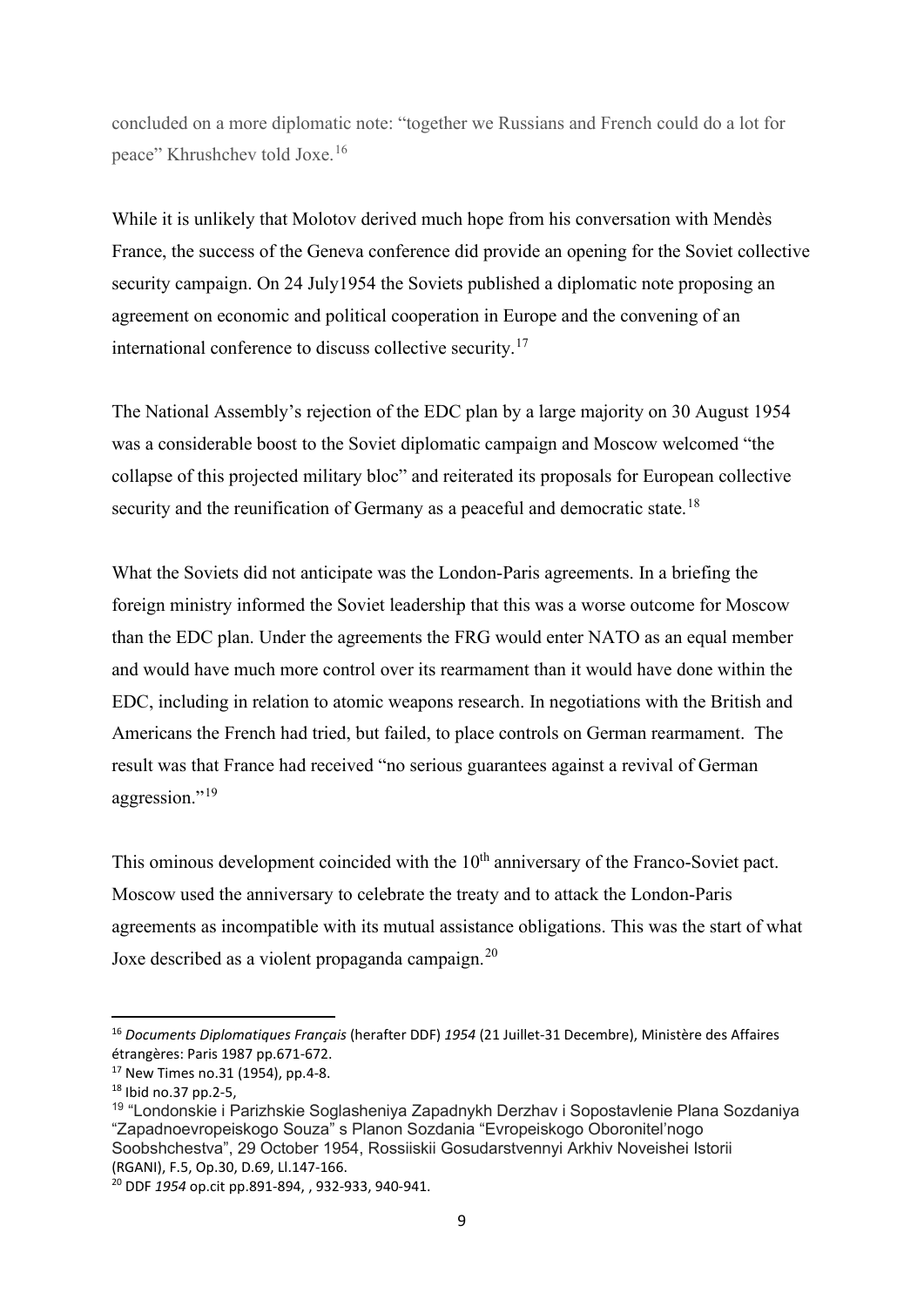concluded on a more diplomatic note: "together we Russians and French could do a lot for peace" Khrushchev told Joxe.[16]

While it is unlikely that Molotov derived much hope from his conversation with Mendès France, the success of the Geneva conference did provide an opening for the Soviet collective security campaign. On 24 July1954 the Soviets published a diplomatic note proposing an agreement on economic and political cooperation in Europe and the convening of an international conference to discuss collective security.[17]

The National Assembly's rejection of the EDC plan by a large majority on 30 August 1954 was a considerable boost to the Soviet diplomatic campaign and Moscow welcomed "the collapse of this projected military bloc" and reiterated its proposals for European collective security and the reunification of Germany as a peaceful and democratic state.[18]

What the Soviets did not anticipate was the London-Paris agreements. In a briefing the foreign ministry informed the Soviet leadership that this was a worse outcome for Moscow than the EDC plan. Under the agreements the FRG would enter NATO as an equal member and would have much more control over its rearmament than it would have done within the EDC, including in relation to atomic weapons research. In negotiations with the British and Americans the French had tried, but failed, to place controls on German rearmament. The result was that France had received "no serious guarantees against a revival of German aggression."[19]

This ominous development coincided with the 10th anniversary of the Franco-Soviet pact. Moscow used the anniversary to celebrate the treaty and to attack the London-Paris agreements as incompatible with its mutual assistance obligations. This was the start of what Joxe described as a violent propaganda campaign.[20]

---

[16] *Documents Diplomatiques Français* (herafter DDF) *1954* (21 Juillet-31 Decembre), Ministère des Affaires étrangères: Paris 1987 pp.671-672.

[17] New Times no.31 (1954), pp.4-8.

[18] Ibid no.37 pp.2-5,

[19] "Londonskie i Parizhskie Soglasheniya Zapadnykh Derzhav i Sopostavlenie Plana Sozdaniya "Zapadnoevropeiskogo Souza" s Planon Sozdania "Evropeiskogo Oboronitel'nogo Soobshchestva", 29 October 1954, Rossiiskii Gosudarstvennyi Arkhiv Noveishei Istorii (RGANI), F.5, Op.30, D.69, Ll.147-166.

[20] DDF *1954* op.cit pp.891-894, , 932-933, 940-941.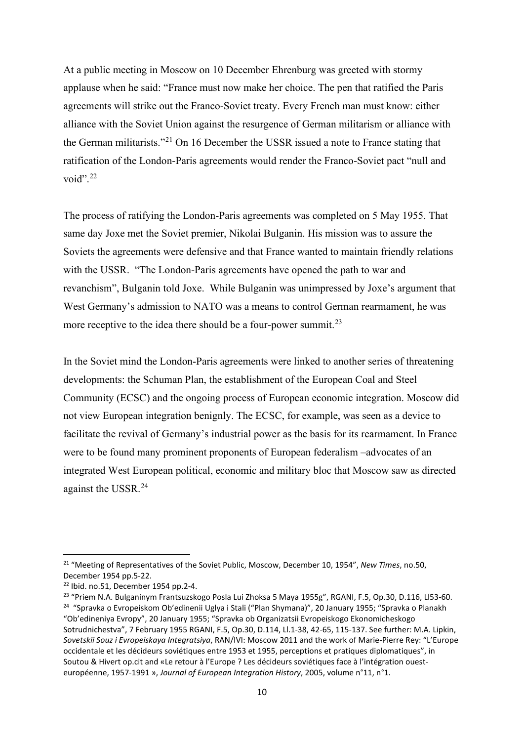At a public meeting in Moscow on 10 December Ehrenburg was greeted with stormy applause when he said: "France must now make her choice. The pen that ratified the Paris agreements will strike out the Franco-Soviet treaty. Every French man must know: either alliance with the Soviet Union against the resurgence of German militarism or alliance with the German militarists."[21] On 16 December the USSR issued a note to France stating that ratification of the London-Paris agreements would render the Franco-Soviet pact "null and void".[22]

The process of ratifying the London-Paris agreements was completed on 5 May 1955. That same day Joxe met the Soviet premier, Nikolai Bulganin. His mission was to assure the Soviets the agreements were defensive and that France wanted to maintain friendly relations with the USSR. "The London-Paris agreements have opened the path to war and revanchism", Bulganin told Joxe. While Bulganin was unimpressed by Joxe's argument that West Germany's admission to NATO was a means to control German rearmament, he was more receptive to the idea there should be a four-power summit.[23]

In the Soviet mind the London-Paris agreements were linked to another series of threatening developments: the Schuman Plan, the establishment of the European Coal and Steel Community (ECSC) and the ongoing process of European economic integration. Moscow did not view European integration benignly. The ECSC, for example, was seen as a device to facilitate the revival of Germany's industrial power as the basis for its rearmament. In France were to be found many prominent proponents of European federalism –advocates of an integrated West European political, economic and military bloc that Moscow saw as directed against the USSR.[24]

---

[21] "Meeting of Representatives of the Soviet Public, Moscow, December 10, 1954", *New Times*, no.50, December 1954 pp.5-22.

[22] Ibid. no.51, December 1954 pp.2-4.

[23] "Priem N.A. Bulganinym Frantsuzskogo Posla Lui Zhoksa 5 Maya 1955g", RGANI, F.5, Op.30, D.116, Ll53-60.

[24] "Spravka o Evropeiskom Ob'edinenii Uglya i Stali ("Plan Shymana)", 20 January 1955; "Spravka o Planakh "Ob'edineniya Evropy", 20 January 1955; "Spravka ob Organizatsii Evropeiskogo Ekonomicheskogo Sotrudnichestva", 7 February 1955 RGANI, F.5, Op.30, D.114, Ll.1-38, 42-65, 115-137. See further: M.A. Lipkin, *Sovetskii Souz i Evropeiskaya Integratsiya*, RAN/IVI: Moscow 2011 and the work of Marie-Pierre Rey: "L'Europe occidentale et les décideurs soviétiques entre 1953 et 1955, perceptions et pratiques diplomatiques", in Soutou & Hivert op.cit and «Le retour à l'Europe ? Les décideurs soviétiques face à l'intégration ouest-européenne, 1957-1991 », *Journal of European Integration History*, 2005, volume n°11, n°1.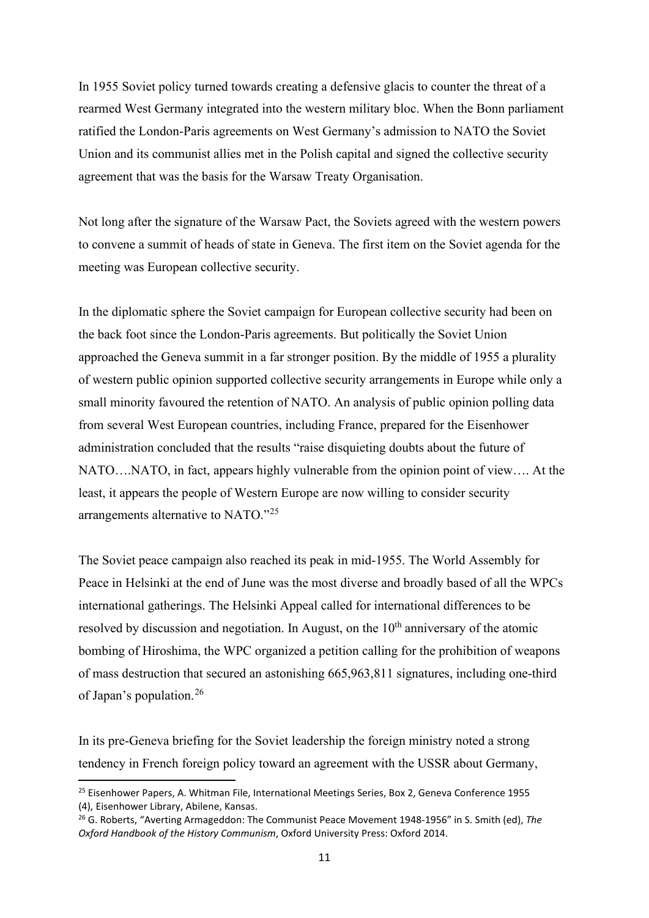In 1955 Soviet policy turned towards creating a defensive glacis to counter the threat of a rearmed West Germany integrated into the western military bloc. When the Bonn parliament ratified the London-Paris agreements on West Germany's admission to NATO the Soviet Union and its communist allies met in the Polish capital and signed the collective security agreement that was the basis for the Warsaw Treaty Organisation.

Not long after the signature of the Warsaw Pact, the Soviets agreed with the western powers to convene a summit of heads of state in Geneva. The first item on the Soviet agenda for the meeting was European collective security.

In the diplomatic sphere the Soviet campaign for European collective security had been on the back foot since the London-Paris agreements. But politically the Soviet Union approached the Geneva summit in a far stronger position. By the middle of 1955 a plurality of western public opinion supported collective security arrangements in Europe while only a small minority favoured the retention of NATO. An analysis of public opinion polling data from several West European countries, including France, prepared for the Eisenhower administration concluded that the results "raise disquieting doubts about the future of NATO….NATO, in fact, appears highly vulnerable from the opinion point of view…. At the least, it appears the people of Western Europe are now willing to consider security arrangements alternative to NATO."[25]

The Soviet peace campaign also reached its peak in mid-1955. The World Assembly for Peace in Helsinki at the end of June was the most diverse and broadly based of all the WPCs international gatherings. The Helsinki Appeal called for international differences to be resolved by discussion and negotiation. In August, on the 10th anniversary of the atomic bombing of Hiroshima, the WPC organized a petition calling for the prohibition of weapons of mass destruction that secured an astonishing 665,963,811 signatures, including one-third of Japan's population.[26]

In its pre-Geneva briefing for the Soviet leadership the foreign ministry noted a strong tendency in French foreign policy toward an agreement with the USSR about Germany,

---

[25] Eisenhower Papers, A. Whitman File, International Meetings Series, Box 2, Geneva Conference 1955 (4), Eisenhower Library, Abilene, Kansas.

[26] G. Roberts, "Averting Armageddon: The Communist Peace Movement 1948-1956" in S. Smith (ed), *The Oxford Handbook of the History Communism*, Oxford University Press: Oxford 2014.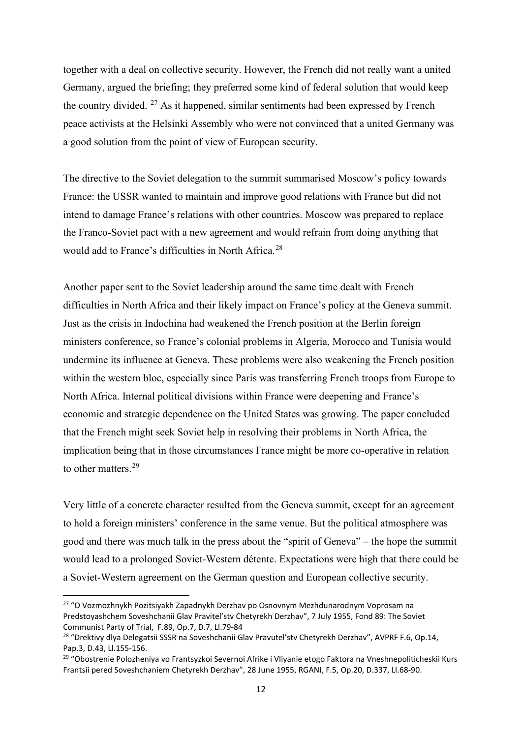together with a deal on collective security. However, the French did not really want a united Germany, argued the briefing; they preferred some kind of federal solution that would keep the country divided. [27] As it happened, similar sentiments had been expressed by French peace activists at the Helsinki Assembly who were not convinced that a united Germany was a good solution from the point of view of European security.

The directive to the Soviet delegation to the summit summarised Moscow's policy towards France: the USSR wanted to maintain and improve good relations with France but did not intend to damage France's relations with other countries. Moscow was prepared to replace the Franco-Soviet pact with a new agreement and would refrain from doing anything that would add to France's difficulties in North Africa.[28]

Another paper sent to the Soviet leadership around the same time dealt with French difficulties in North Africa and their likely impact on France's policy at the Geneva summit. Just as the crisis in Indochina had weakened the French position at the Berlin foreign ministers conference, so France's colonial problems in Algeria, Morocco and Tunisia would undermine its influence at Geneva. These problems were also weakening the French position within the western bloc, especially since Paris was transferring French troops from Europe to North Africa. Internal political divisions within France were deepening and France's economic and strategic dependence on the United States was growing. The paper concluded that the French might seek Soviet help in resolving their problems in North Africa, the implication being that in those circumstances France might be more co-operative in relation to other matters.[29]

Very little of a concrete character resulted from the Geneva summit, except for an agreement to hold a foreign ministers' conference in the same venue. But the political atmosphere was good and there was much talk in the press about the "spirit of Geneva" – the hope the summit would lead to a prolonged Soviet-Western détente. Expectations were high that there could be a Soviet-Western agreement on the German question and European collective security.

[27] "O Vozmozhnykh Pozitsiyakh Zapadnykh Derzhav po Osnovnym Mezhdunarodnym Voprosam na Predstoyashchem Soveshchanii Glav Pravitel'stv Chetyrekh Derzhav", 7 July 1955, Fond 89: The Soviet Communist Party of Trial, F.89, Op.7, D.7, Ll.79-84

[28] "Drektivy dlya Delegatsii SSSR na Soveshchanii Glav Pravutel'stv Chetyrekh Derzhav", AVPRF F.6, Op.14, Pap.3, D.43, Ll.155-156.

[29] "Obostrenie Polozheniya vo Frantsyzkoi Severnoi Afrike i Vliyanie etogo Faktora na Vneshnepoliticheskii Kurs Frantsii pered Soveshchaniem Chetyrekh Derzhav", 28 June 1955, RGANI, F.5, Op.20, D.337, Ll.68-90.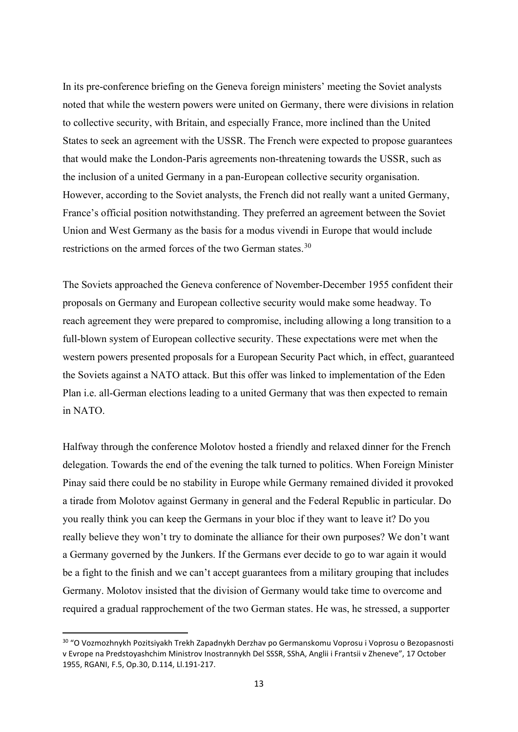In its pre-conference briefing on the Geneva foreign ministers' meeting the Soviet analysts noted that while the western powers were united on Germany, there were divisions in relation to collective security, with Britain, and especially France, more inclined than the United States to seek an agreement with the USSR. The French were expected to propose guarantees that would make the London-Paris agreements non-threatening towards the USSR, such as the inclusion of a united Germany in a pan-European collective security organisation. However, according to the Soviet analysts, the French did not really want a united Germany, France's official position notwithstanding. They preferred an agreement between the Soviet Union and West Germany as the basis for a modus vivendi in Europe that would include restrictions on the armed forces of the two German states.[30]

The Soviets approached the Geneva conference of November-December 1955 confident their proposals on Germany and European collective security would make some headway. To reach agreement they were prepared to compromise, including allowing a long transition to a full-blown system of European collective security. These expectations were met when the western powers presented proposals for a European Security Pact which, in effect, guaranteed the Soviets against a NATO attack. But this offer was linked to implementation of the Eden Plan i.e. all-German elections leading to a united Germany that was then expected to remain in NATO.

Halfway through the conference Molotov hosted a friendly and relaxed dinner for the French delegation. Towards the end of the evening the talk turned to politics. When Foreign Minister Pinay said there could be no stability in Europe while Germany remained divided it provoked a tirade from Molotov against Germany in general and the Federal Republic in particular. Do you really think you can keep the Germans in your bloc if they want to leave it? Do you really believe they won't try to dominate the alliance for their own purposes? We don't want a Germany governed by the Junkers. If the Germans ever decide to go to war again it would be a fight to the finish and we can't accept guarantees from a military grouping that includes Germany. Molotov insisted that the division of Germany would take time to overcome and required a gradual rapprochement of the two German states. He was, he stressed, a supporter

[30] "O Vozmozhnykh Pozitsiyakh Trekh Zapadnykh Derzhav po Germanskomu Voprosu i Voprosu o Bezopasnosti v Evrope na Predstoyashchim Ministrov Inostrannykh Del SSSR, SShA, Anglii i Frantsii v Zheneve", 17 October 1955, RGANI, F.5, Op.30, D.114, Ll.191-217.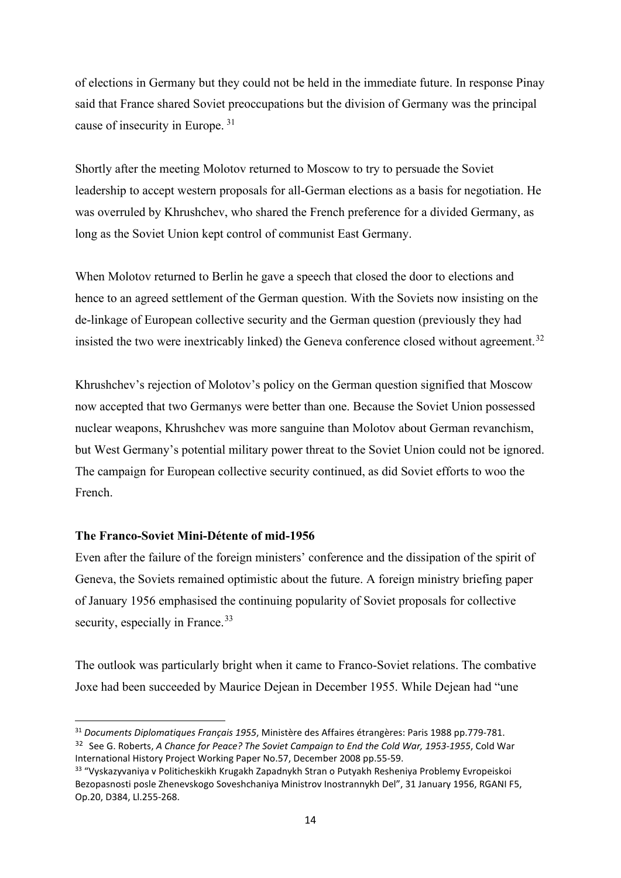of elections in Germany but they could not be held in the immediate future. In response Pinay said that France shared Soviet preoccupations but the division of Germany was the principal cause of insecurity in Europe. [31]

Shortly after the meeting Molotov returned to Moscow to try to persuade the Soviet leadership to accept western proposals for all-German elections as a basis for negotiation. He was overruled by Khrushchev, who shared the French preference for a divided Germany, as long as the Soviet Union kept control of communist East Germany.

When Molotov returned to Berlin he gave a speech that closed the door to elections and hence to an agreed settlement of the German question. With the Soviets now insisting on the de-linkage of European collective security and the German question (previously they had insisted the two were inextricably linked) the Geneva conference closed without agreement.[32]

Khrushchev's rejection of Molotov's policy on the German question signified that Moscow now accepted that two Germanys were better than one. Because the Soviet Union possessed nuclear weapons, Khrushchev was more sanguine than Molotov about German revanchism, but West Germany's potential military power threat to the Soviet Union could not be ignored. The campaign for European collective security continued, as did Soviet efforts to woo the French.

**The Franco-Soviet Mini-Détente of mid-1956**

Even after the failure of the foreign ministers' conference and the dissipation of the spirit of Geneva, the Soviets remained optimistic about the future. A foreign ministry briefing paper of January 1956 emphasised the continuing popularity of Soviet proposals for collective security, especially in France.[33]

The outlook was particularly bright when it came to Franco-Soviet relations. The combative Joxe had been succeeded by Maurice Dejean in December 1955. While Dejean had "une

---

[31] *Documents Diplomatiques Français 1955*, Ministère des Affaires étrangères: Paris 1988 pp.779-781.

[32] See G. Roberts, *A Chance for Peace? The Soviet Campaign to End the Cold War, 1953-1955*, Cold War International History Project Working Paper No.57, December 2008 pp.55-59.

[33] "Vyskazyvaniya v Politicheskikh Krugakh Zapadnykh Stran o Putyakh Resheniya Problemy Evropeiskoi Bezopasnosti posle Zhenevskogo Soveshchaniya Ministrov Inostrannykh Del", 31 January 1956, RGANI F5, Op.20, D384, Ll.255-268.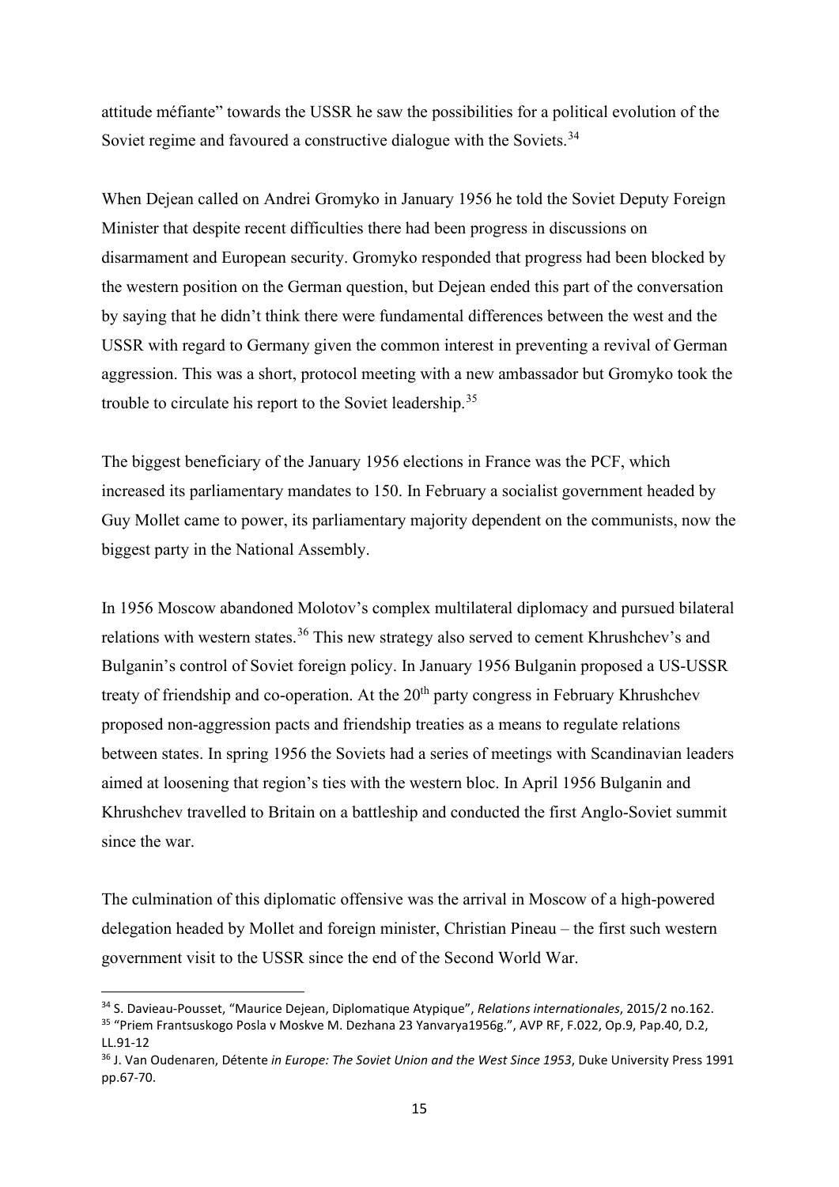attitude méfiante" towards the USSR he saw the possibilities for a political evolution of the Soviet regime and favoured a constructive dialogue with the Soviets.[34]

When Dejean called on Andrei Gromyko in January 1956 he told the Soviet Deputy Foreign Minister that despite recent difficulties there had been progress in discussions on disarmament and European security. Gromyko responded that progress had been blocked by the western position on the German question, but Dejean ended this part of the conversation by saying that he didn't think there were fundamental differences between the west and the USSR with regard to Germany given the common interest in preventing a revival of German aggression. This was a short, protocol meeting with a new ambassador but Gromyko took the trouble to circulate his report to the Soviet leadership.[35]

The biggest beneficiary of the January 1956 elections in France was the PCF, which increased its parliamentary mandates to 150. In February a socialist government headed by Guy Mollet came to power, its parliamentary majority dependent on the communists, now the biggest party in the National Assembly.

In 1956 Moscow abandoned Molotov's complex multilateral diplomacy and pursued bilateral relations with western states.[36] This new strategy also served to cement Khrushchev's and Bulganin's control of Soviet foreign policy. In January 1956 Bulganin proposed a US-USSR treaty of friendship and co-operation. At the 20th party congress in February Khrushchev proposed non-aggression pacts and friendship treaties as a means to regulate relations between states. In spring 1956 the Soviets had a series of meetings with Scandinavian leaders aimed at loosening that region's ties with the western bloc. In April 1956 Bulganin and Khrushchev travelled to Britain on a battleship and conducted the first Anglo-Soviet summit since the war.

The culmination of this diplomatic offensive was the arrival in Moscow of a high-powered delegation headed by Mollet and foreign minister, Christian Pineau – the first such western government visit to the USSR since the end of the Second World War.

---

[34] S. Davieau-Pousset, "Maurice Dejean, Diplomatique Atypique", *Relations internationales*, 2015/2 no.162.

[35] "Priem Frantsuskogo Posla v Moskve M. Dezhana 23 Yanvarya1956g.", AVP RF, F.022, Op.9, Pap.40, D.2, LL.91-12

[36] J. Van Oudenaren, Détente *in Europe: The Soviet Union and the West Since 1953*, Duke University Press 1991 pp.67-70.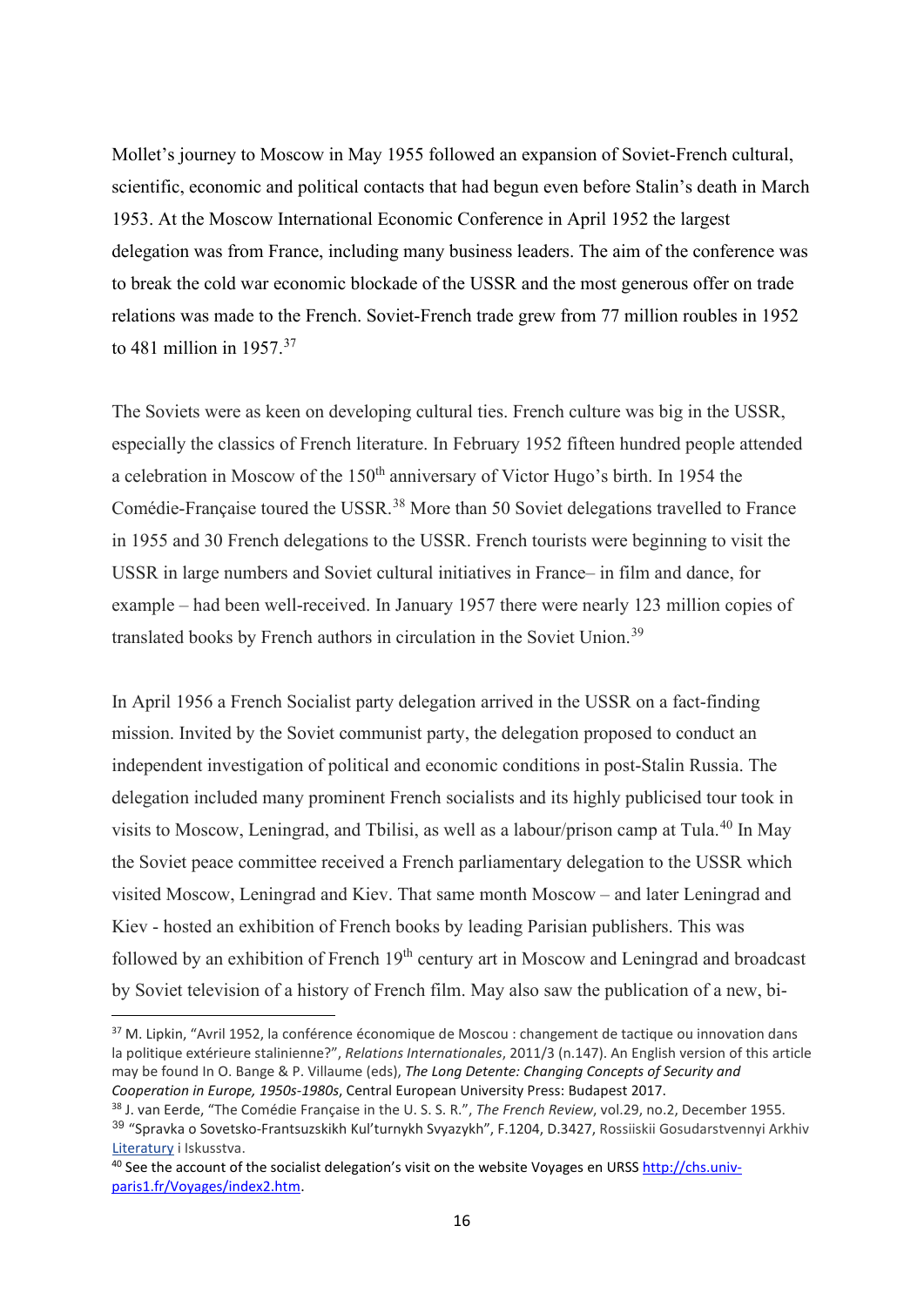Mollet's journey to Moscow in May 1955 followed an expansion of Soviet-French cultural, scientific, economic and political contacts that had begun even before Stalin's death in March 1953. At the Moscow International Economic Conference in April 1952 the largest delegation was from France, including many business leaders. The aim of the conference was to break the cold war economic blockade of the USSR and the most generous offer on trade relations was made to the French. Soviet-French trade grew from 77 million roubles in 1952 to 481 million in 1957.[37]

The Soviets were as keen on developing cultural ties. French culture was big in the USSR, especially the classics of French literature. In February 1952 fifteen hundred people attended a celebration in Moscow of the 150th anniversary of Victor Hugo's birth. In 1954 the Comédie-Française toured the USSR.[38] More than 50 Soviet delegations travelled to France in 1955 and 30 French delegations to the USSR. French tourists were beginning to visit the USSR in large numbers and Soviet cultural initiatives in France– in film and dance, for example – had been well-received. In January 1957 there were nearly 123 million copies of translated books by French authors in circulation in the Soviet Union.[39]

In April 1956 a French Socialist party delegation arrived in the USSR on a fact-finding mission. Invited by the Soviet communist party, the delegation proposed to conduct an independent investigation of political and economic conditions in post-Stalin Russia. The delegation included many prominent French socialists and its highly publicised tour took in visits to Moscow, Leningrad, and Tbilisi, as well as a labour/prison camp at Tula.[40] In May the Soviet peace committee received a French parliamentary delegation to the USSR which visited Moscow, Leningrad and Kiev. That same month Moscow – and later Leningrad and Kiev - hosted an exhibition of French books by leading Parisian publishers. This was followed by an exhibition of French 19th century art in Moscow and Leningrad and broadcast by Soviet television of a history of French film. May also saw the publication of a new, bi-

[37] M. Lipkin, "Avril 1952, la conférence économique de Moscou : changement de tactique ou innovation dans la politique extérieure stalinienne?", *Relations Internationales*, 2011/3 (n.147). An English version of this article may be found In O. Bange & P. Villaume (eds), *The Long Detente: Changing Concepts of Security and Cooperation in Europe, 1950s-1980s*, Central European University Press: Budapest 2017.

[38] J. van Eerde, "The Comédie Française in the U. S. S. R.", *The French Review*, vol.29, no.2, December 1955.

[39] "Spravka o Sovetsko-Frantsuzskikh Kul'turnykh Svyazykh", F.1204, D.3427, Rossiiskii Gosudarstvennyi Arkhiv Literatury i Iskusstva.

[40] See the account of the socialist delegation's visit on the website Voyages en URSS http://chs.univ-paris1.fr/Voyages/index2.htm.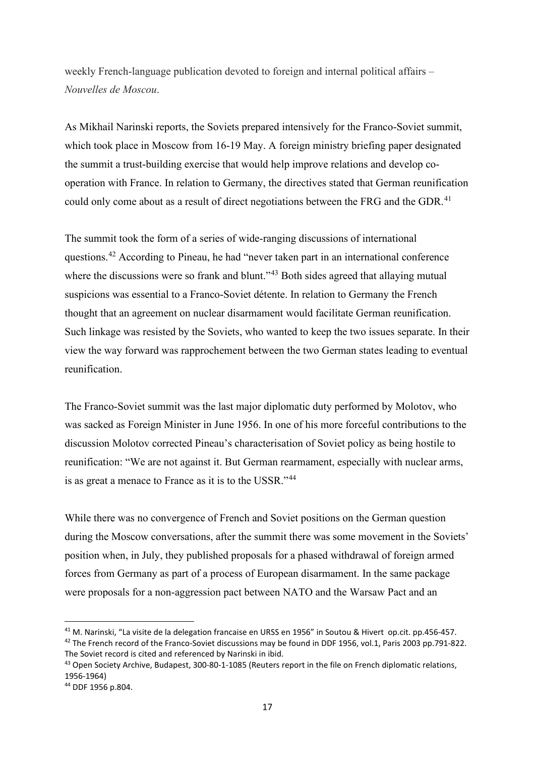weekly French-language publication devoted to foreign and internal political affairs – *Nouvelles de Moscou*.

As Mikhail Narinski reports, the Soviets prepared intensively for the Franco-Soviet summit, which took place in Moscow from 16-19 May. A foreign ministry briefing paper designated the summit a trust-building exercise that would help improve relations and develop co-operation with France. In relation to Germany, the directives stated that German reunification could only come about as a result of direct negotiations between the FRG and the GDR.[41]

The summit took the form of a series of wide-ranging discussions of international questions.[42] According to Pineau, he had "never taken part in an international conference where the discussions were so frank and blunt."[43] Both sides agreed that allaying mutual suspicions was essential to a Franco-Soviet détente. In relation to Germany the French thought that an agreement on nuclear disarmament would facilitate German reunification. Such linkage was resisted by the Soviets, who wanted to keep the two issues separate. In their view the way forward was rapprochement between the two German states leading to eventual reunification.

The Franco-Soviet summit was the last major diplomatic duty performed by Molotov, who was sacked as Foreign Minister in June 1956. In one of his more forceful contributions to the discussion Molotov corrected Pineau's characterisation of Soviet policy as being hostile to reunification: "We are not against it. But German rearmament, especially with nuclear arms, is as great a menace to France as it is to the USSR."[44]

While there was no convergence of French and Soviet positions on the German question during the Moscow conversations, after the summit there was some movement in the Soviets' position when, in July, they published proposals for a phased withdrawal of foreign armed forces from Germany as part of a process of European disarmament. In the same package were proposals for a non-aggression pact between NATO and the Warsaw Pact and an

---

[41] M. Narinski, "La visite de la delegation francaise en URSS en 1956" in Soutou & Hivert op.cit. pp.456-457.

[42] The French record of the Franco-Soviet discussions may be found in DDF 1956, vol.1, Paris 2003 pp.791-822. The Soviet record is cited and referenced by Narinski in ibid.

[43] Open Society Archive, Budapest, 300-80-1-1085 (Reuters report in the file on French diplomatic relations, 1956-1964)

[44] DDF 1956 p.804.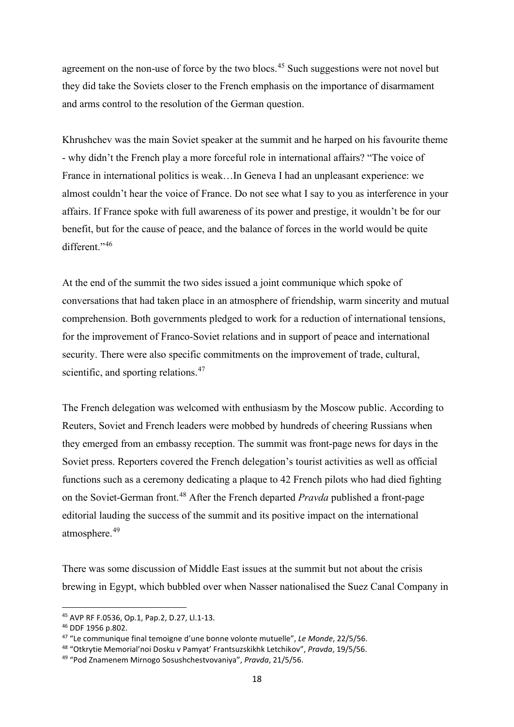agreement on the non-use of force by the two blocs.[45] Such suggestions were not novel but they did take the Soviets closer to the French emphasis on the importance of disarmament and arms control to the resolution of the German question.

Khrushchev was the main Soviet speaker at the summit and he harped on his favourite theme - why didn't the French play a more forceful role in international affairs? "The voice of France in international politics is weak…In Geneva I had an unpleasant experience: we almost couldn't hear the voice of France. Do not see what I say to you as interference in your affairs. If France spoke with full awareness of its power and prestige, it wouldn't be for our benefit, but for the cause of peace, and the balance of forces in the world would be quite different."[46]

At the end of the summit the two sides issued a joint communique which spoke of conversations that had taken place in an atmosphere of friendship, warm sincerity and mutual comprehension. Both governments pledged to work for a reduction of international tensions, for the improvement of Franco-Soviet relations and in support of peace and international security. There were also specific commitments on the improvement of trade, cultural, scientific, and sporting relations.[47]

The French delegation was welcomed with enthusiasm by the Moscow public. According to Reuters, Soviet and French leaders were mobbed by hundreds of cheering Russians when they emerged from an embassy reception. The summit was front-page news for days in the Soviet press. Reporters covered the French delegation's tourist activities as well as official functions such as a ceremony dedicating a plaque to 42 French pilots who had died fighting on the Soviet-German front.[48] After the French departed *Pravda* published a front-page editorial lauding the success of the summit and its positive impact on the international atmosphere.[49]

There was some discussion of Middle East issues at the summit but not about the crisis brewing in Egypt, which bubbled over when Nasser nationalised the Suez Canal Company in

---

[45] AVP RF F.0536, Op.1, Pap.2, D.27, Ll.1-13.

[46] DDF 1956 p.802.

[47] "Le communique final temoigne d'une bonne volonte mutuelle", *Le Monde*, 22/5/56.

[48] "Otkrytie Memorial'noi Dosku v Pamyat' Frantsuzskikhk Letchikov", *Pravda*, 19/5/56.

[49] "Pod Znamenem Mirnogo Sosushchestvovaniya", *Pravda*, 21/5/56.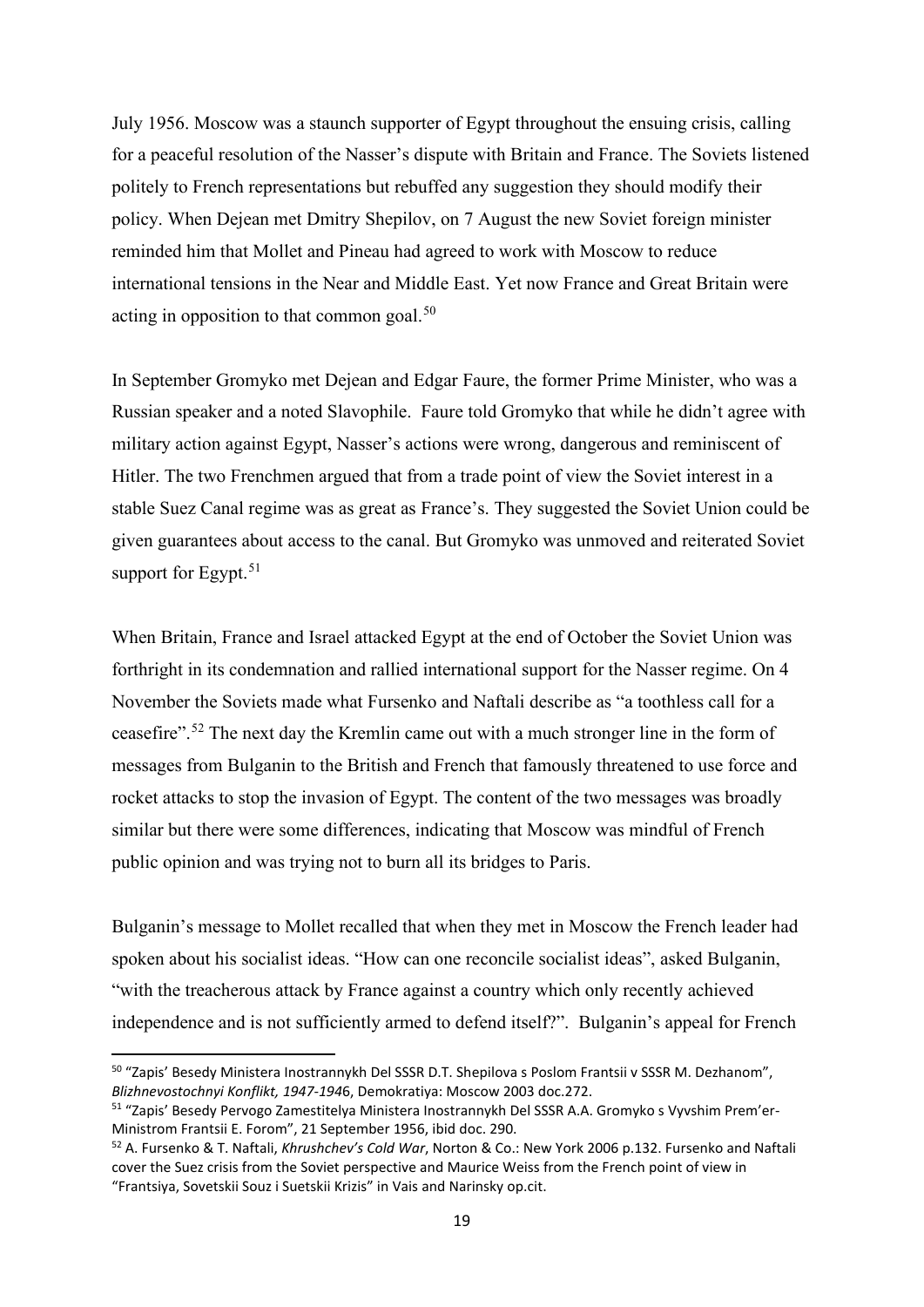July 1956. Moscow was a staunch supporter of Egypt throughout the ensuing crisis, calling for a peaceful resolution of the Nasser's dispute with Britain and France. The Soviets listened politely to French representations but rebuffed any suggestion they should modify their policy. When Dejean met Dmitry Shepilov, on 7 August the new Soviet foreign minister reminded him that Mollet and Pineau had agreed to work with Moscow to reduce international tensions in the Near and Middle East. Yet now France and Great Britain were acting in opposition to that common goal.[50]

In September Gromyko met Dejean and Edgar Faure, the former Prime Minister, who was a Russian speaker and a noted Slavophile. Faure told Gromyko that while he didn't agree with military action against Egypt, Nasser's actions were wrong, dangerous and reminiscent of Hitler. The two Frenchmen argued that from a trade point of view the Soviet interest in a stable Suez Canal regime was as great as France's. They suggested the Soviet Union could be given guarantees about access to the canal. But Gromyko was unmoved and reiterated Soviet support for Egypt.[51]

When Britain, France and Israel attacked Egypt at the end of October the Soviet Union was forthright in its condemnation and rallied international support for the Nasser regime. On 4 November the Soviets made what Fursenko and Naftali describe as "a toothless call for a ceasefire".[52] The next day the Kremlin came out with a much stronger line in the form of messages from Bulganin to the British and French that famously threatened to use force and rocket attacks to stop the invasion of Egypt. The content of the two messages was broadly similar but there were some differences, indicating that Moscow was mindful of French public opinion and was trying not to burn all its bridges to Paris.

Bulganin's message to Mollet recalled that when they met in Moscow the French leader had spoken about his socialist ideas. "How can one reconcile socialist ideas", asked Bulganin, "with the treacherous attack by France against a country which only recently achieved independence and is not sufficiently armed to defend itself?". Bulganin's appeal for French

---

[50] "Zapis' Besedy Ministera Inostrannykh Del SSSR D.T. Shepilova s Poslom Frantsii v SSSR M. Dezhanom", *Blizhnevostochnyi Konflikt, 1947-1946*, Demokratiya: Moscow 2003 doc.272.

[51] "Zapis' Besedy Pervogo Zamestitelya Ministera Inostrannykh Del SSSR A.A. Gromyko s Vyvshim Prem'er-Ministrom Frantsii E. Forom", 21 September 1956, ibid doc. 290.

[52] A. Fursenko & T. Naftali, *Khrushchev's Cold War*, Norton & Co.: New York 2006 p.132. Fursenko and Naftali cover the Suez crisis from the Soviet perspective and Maurice Weiss from the French point of view in "Frantsiya, Sovetskii Souz i Suetskii Krizis" in Vais and Narinsky op.cit.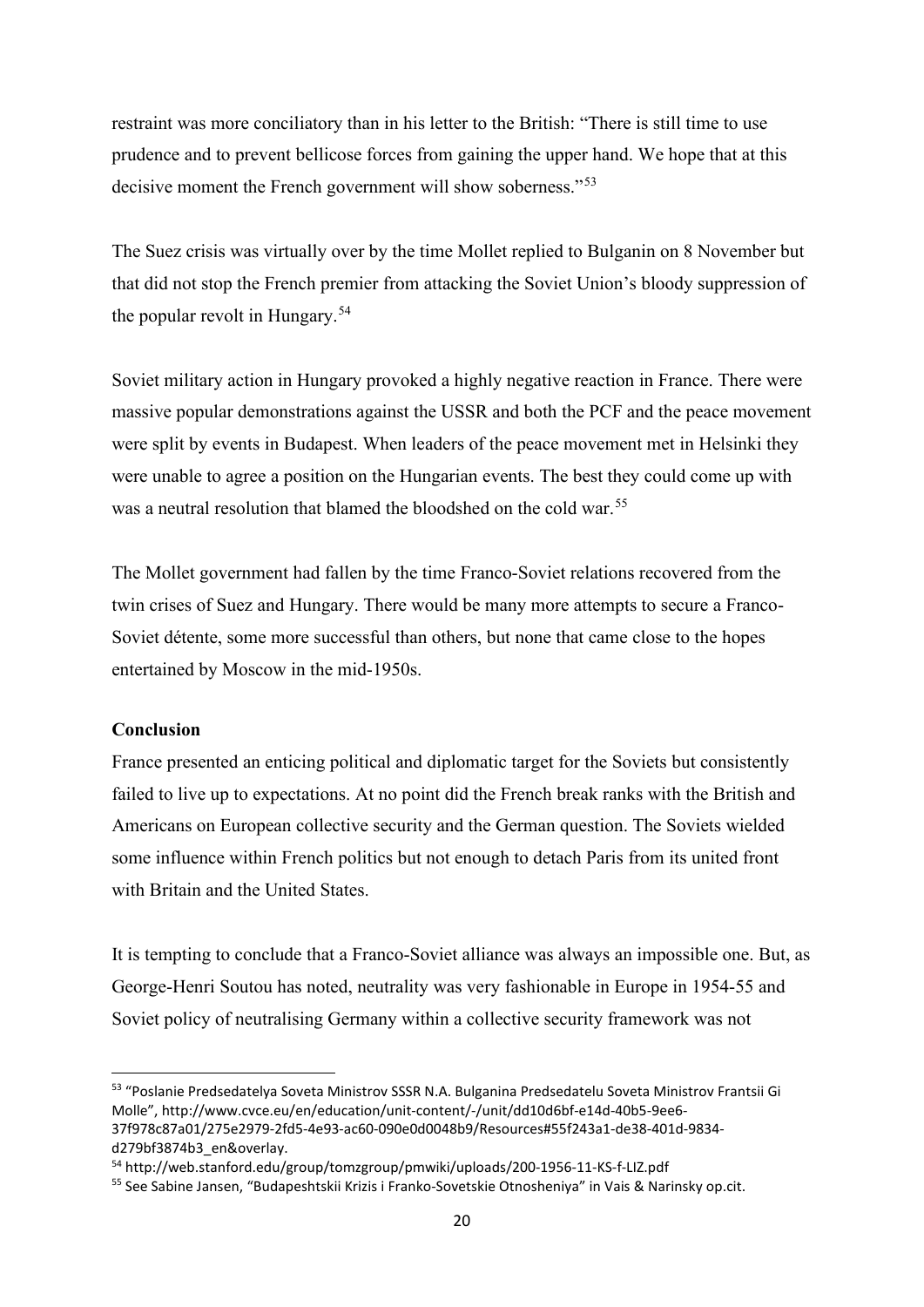restraint was more conciliatory than in his letter to the British: "There is still time to use prudence and to prevent bellicose forces from gaining the upper hand. We hope that at this decisive moment the French government will show soberness."[53]

The Suez crisis was virtually over by the time Mollet replied to Bulganin on 8 November but that did not stop the French premier from attacking the Soviet Union's bloody suppression of the popular revolt in Hungary.[54]

Soviet military action in Hungary provoked a highly negative reaction in France. There were massive popular demonstrations against the USSR and both the PCF and the peace movement were split by events in Budapest. When leaders of the peace movement met in Helsinki they were unable to agree a position on the Hungarian events. The best they could come up with was a neutral resolution that blamed the bloodshed on the cold war.[55]

The Mollet government had fallen by the time Franco-Soviet relations recovered from the twin crises of Suez and Hungary. There would be many more attempts to secure a Franco-Soviet détente, some more successful than others, but none that came close to the hopes entertained by Moscow in the mid-1950s.

**Conclusion**

France presented an enticing political and diplomatic target for the Soviets but consistently failed to live up to expectations. At no point did the French break ranks with the British and Americans on European collective security and the German question. The Soviets wielded some influence within French politics but not enough to detach Paris from its united front with Britain and the United States.

It is tempting to conclude that a Franco-Soviet alliance was always an impossible one. But, as George-Henri Soutou has noted, neutrality was very fashionable in Europe in 1954-55 and Soviet policy of neutralising Germany within a collective security framework was not

---

[53] "Poslanie Predsedatelya Soveta Ministrov SSSR N.A. Bulganina Predsedatelu Soveta Ministrov Frantsii Gi Molle", http://www.cvce.eu/en/education/unit-content/-/unit/dd10d6bf-e14d-40b5-9ee6-37f978c87a01/275e2979-2fd5-4e93-ac60-090e0d0048b9/Resources#55f243a1-de38-401d-9834-d279bf3874b3_en&overlay.

[54] http://web.stanford.edu/group/tomzgroup/pmwiki/uploads/200-1956-11-KS-f-LIZ.pdf

[55] See Sabine Jansen, "Budapeshtskii Krizis i Franko-Sovetskie Otnosheniya" in Vais & Narinsky op.cit.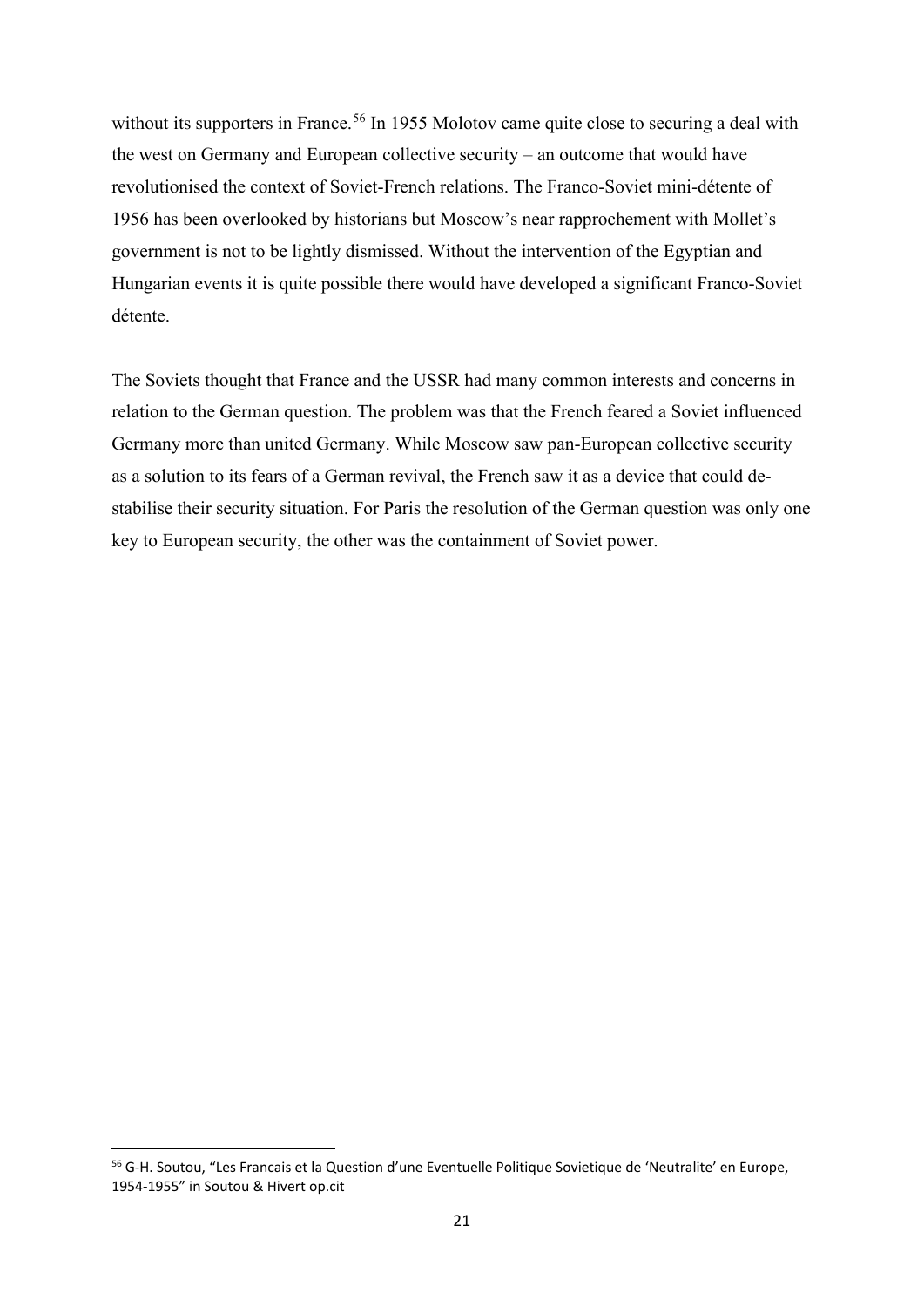without its supporters in France.[56] In 1955 Molotov came quite close to securing a deal with the west on Germany and European collective security – an outcome that would have revolutionised the context of Soviet-French relations. The Franco-Soviet mini-détente of 1956 has been overlooked by historians but Moscow's near rapprochement with Mollet's government is not to be lightly dismissed. Without the intervention of the Egyptian and Hungarian events it is quite possible there would have developed a significant Franco-Soviet détente.

The Soviets thought that France and the USSR had many common interests and concerns in relation to the German question. The problem was that the French feared a Soviet influenced Germany more than united Germany. While Moscow saw pan-European collective security as a solution to its fears of a German revival, the French saw it as a device that could de-stabilise their security situation. For Paris the resolution of the German question was only one key to European security, the other was the containment of Soviet power.

[56] G-H. Soutou, "Les Francais et la Question d'une Eventuelle Politique Sovietique de 'Neutralite' en Europe, 1954-1955" in Soutou & Hivert op.cit